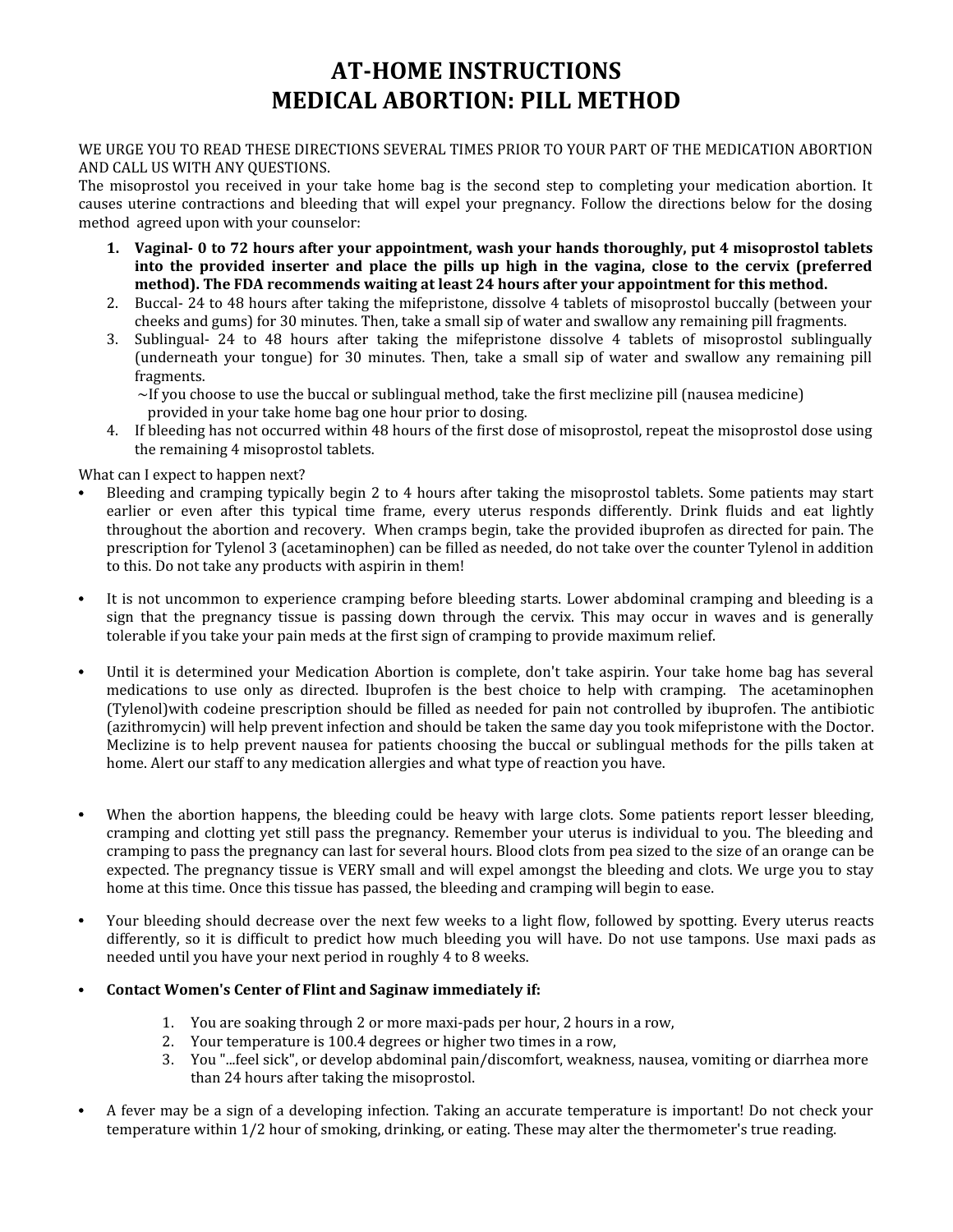# AT-HOME INSTRUCTIONS
# MEDICAL ABORTION: PILL METHOD

WE URGE YOU TO READ THESE DIRECTIONS SEVERAL TIMES PRIOR TO YOUR PART OF THE MEDICATION ABORTION AND CALL US WITH ANY QUESTIONS.
The misoprostol you received in your take home bag is the second step to completing your medication abortion. It causes uterine contractions and bleeding that will expel your pregnancy. Follow the directions below for the dosing method agreed upon with your counselor:

1. **Vaginal- 0 to 72 hours after your appointment, wash your hands thoroughly, put 4 misoprostol tablets into the provided inserter and place the pills up high in the vagina, close to the cervix (preferred method). The FDA recommends waiting at least 24 hours after your appointment for this method.**
2. Buccal- 24 to 48 hours after taking the mifepristone, dissolve 4 tablets of misoprostol buccally (between your cheeks and gums) for 30 minutes. Then, take a small sip of water and swallow any remaining pill fragments.
3. Sublingual- 24 to 48 hours after taking the mifepristone dissolve 4 tablets of misoprostol sublingually (underneath your tongue) for 30 minutes. Then, take a small sip of water and swallow any remaining pill fragments.
   ~If you choose to use the buccal or sublingual method, take the first meclizine pill (nausea medicine) provided in your take home bag one hour prior to dosing.
4. If bleeding has not occurred within 48 hours of the first dose of misoprostol, repeat the misoprostol dose using the remaining 4 misoprostol tablets.

What can I expect to happen next?

- Bleeding and cramping typically begin 2 to 4 hours after taking the misoprostol tablets. Some patients may start earlier or even after this typical time frame, every uterus responds differently. Drink fluids and eat lightly throughout the abortion and recovery. When cramps begin, take the provided ibuprofen as directed for pain. The prescription for Tylenol 3 (acetaminophen) can be filled as needed, do not take over the counter Tylenol in addition to this. Do not take any products with aspirin in them!

- It is not uncommon to experience cramping before bleeding starts. Lower abdominal cramping and bleeding is a sign that the pregnancy tissue is passing down through the cervix. This may occur in waves and is generally tolerable if you take your pain meds at the first sign of cramping to provide maximum relief.

- Until it is determined your Medication Abortion is complete, don't take aspirin. Your take home bag has several medications to use only as directed. Ibuprofen is the best choice to help with cramping. The acetaminophen (Tylenol)with codeine prescription should be filled as needed for pain not controlled by ibuprofen. The antibiotic (azithromycin) will help prevent infection and should be taken the same day you took mifepristone with the Doctor. Meclizine is to help prevent nausea for patients choosing the buccal or sublingual methods for the pills taken at home. Alert our staff to any medication allergies and what type of reaction you have.

- When the abortion happens, the bleeding could be heavy with large clots. Some patients report lesser bleeding, cramping and clotting yet still pass the pregnancy. Remember your uterus is individual to you. The bleeding and cramping to pass the pregnancy can last for several hours. Blood clots from pea sized to the size of an orange can be expected. The pregnancy tissue is VERY small and will expel amongst the bleeding and clots. We urge you to stay home at this time. Once this tissue has passed, the bleeding and cramping will begin to ease.

- Your bleeding should decrease over the next few weeks to a light flow, followed by spotting. Every uterus reacts differently, so it is difficult to predict how much bleeding you will have. Do not use tampons. Use maxi pads as needed until you have your next period in roughly 4 to 8 weeks.

- **Contact Women's Center of Flint and Saginaw immediately if:**

  1. You are soaking through 2 or more maxi-pads per hour, 2 hours in a row,
  2. Your temperature is 100.4 degrees or higher two times in a row,
  3. You "...feel sick", or develop abdominal pain/discomfort, weakness, nausea, vomiting or diarrhea more than 24 hours after taking the misoprostol.

- A fever may be a sign of a developing infection. Taking an accurate temperature is important! Do not check your temperature within 1/2 hour of smoking, drinking, or eating. These may alter the thermometer's true reading.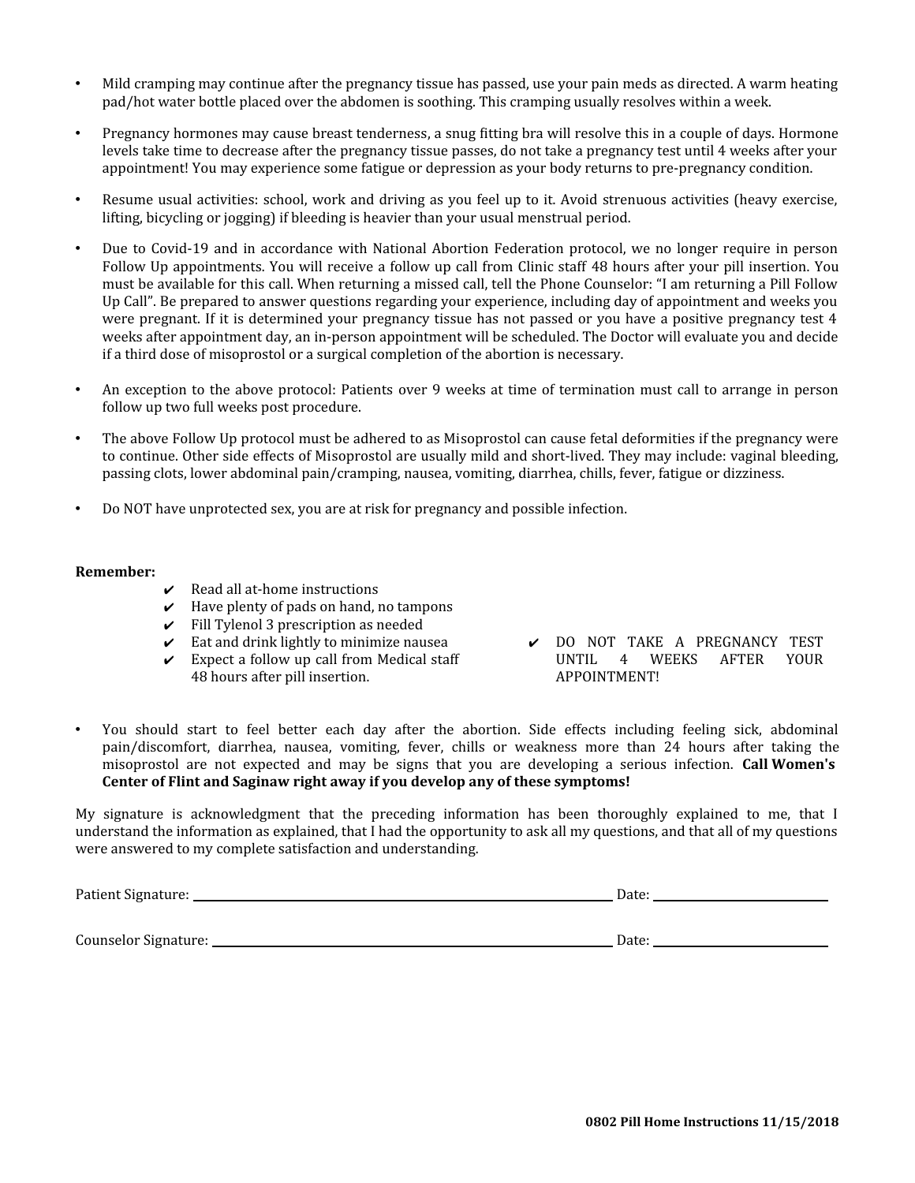- Mild cramping may continue after the pregnancy tissue has passed, use your pain meds as directed. A warm heating pad/hot water bottle placed over the abdomen is soothing. This cramping usually resolves within a week.

- Pregnancy hormones may cause breast tenderness, a snug fitting bra will resolve this in a couple of days. Hormone levels take time to decrease after the pregnancy tissue passes, do not take a pregnancy test until 4 weeks after your appointment! You may experience some fatigue or depression as your body returns to pre-pregnancy condition.

- Resume usual activities: school, work and driving as you feel up to it. Avoid strenuous activities (heavy exercise, lifting, bicycling or jogging) if bleeding is heavier than your usual menstrual period.

- Due to Covid-19 and in accordance with National Abortion Federation protocol, we no longer require in person Follow Up appointments. You will receive a follow up call from Clinic staff 48 hours after your pill insertion. You must be available for this call. When returning a missed call, tell the Phone Counselor: "I am returning a Pill Follow Up Call". Be prepared to answer questions regarding your experience, including day of appointment and weeks you were pregnant. If it is determined your pregnancy tissue has not passed or you have a positive pregnancy test 4 weeks after appointment day, an in-person appointment will be scheduled. The Doctor will evaluate you and decide if a third dose of misoprostol or a surgical completion of the abortion is necessary.

- An exception to the above protocol: Patients over 9 weeks at time of termination must call to arrange in person follow up two full weeks post procedure.

- The above Follow Up protocol must be adhered to as Misoprostol can cause fetal deformities if the pregnancy were to continue. Other side effects of Misoprostol are usually mild and short-lived. They may include: vaginal bleeding, passing clots, lower abdominal pain/cramping, nausea, vomiting, diarrhea, chills, fever, fatigue or dizziness.

- Do NOT have unprotected sex, you are at risk for pregnancy and possible infection.

**Remember:**

- ✔ Read all at-home instructions
- ✔ Have plenty of pads on hand, no tampons
- ✔ Fill Tylenol 3 prescription as needed
- ✔ Eat and drink lightly to minimize nausea
- ✔ Expect a follow up call from Medical staff 48 hours after pill insertion.
- ✔ DO NOT TAKE A PREGNANCY TEST UNTIL 4 WEEKS AFTER YOUR APPOINTMENT!

- You should start to feel better each day after the abortion. Side effects including feeling sick, abdominal pain/discomfort, diarrhea, nausea, vomiting, fever, chills or weakness more than 24 hours after taking the misoprostol are not expected and may be signs that you are developing a serious infection. **Call Women's Center of Flint and Saginaw right away if you develop any of these symptoms!**

My signature is acknowledgment that the preceding information has been thoroughly explained to me, that I understand the information as explained, that I had the opportunity to ask all my questions, and that all of my questions were answered to my complete satisfaction and understanding.

Patient Signature: ______________________________ Date: ______________

Counselor Signature: ______________________________ Date: ______________

**0802 Pill Home Instructions 11/15/2018**